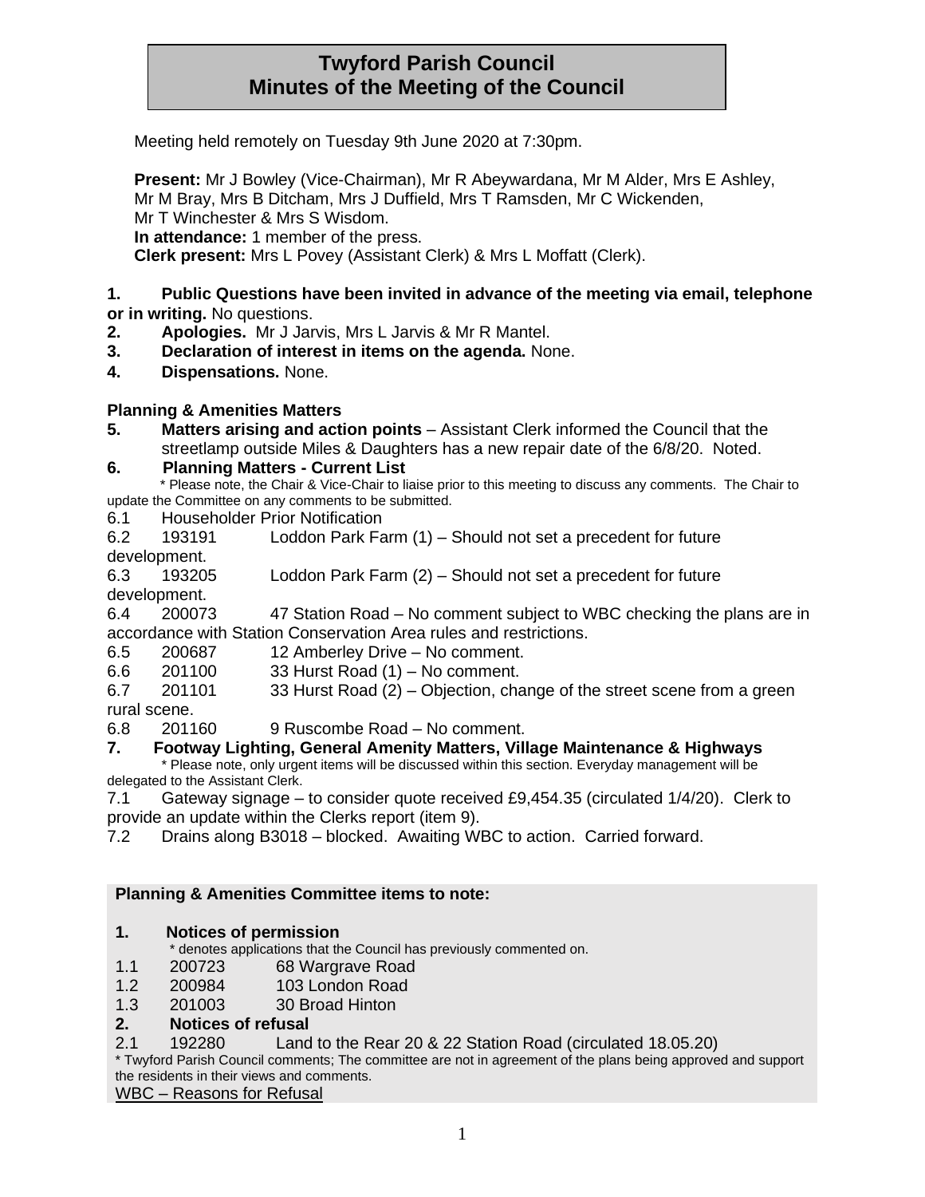# Twyford Parish Council
# Minutes of the Meeting of the Council

Meeting held remotely on Tuesday 9th June 2020 at 7:30pm.

**Present:** Mr J Bowley (Vice-Chairman), Mr R Abeywardana, Mr M Alder, Mrs E Ashley, Mr M Bray, Mrs B Ditcham, Mrs J Duffield, Mrs T Ramsden, Mr C Wickenden, Mr T Winchester & Mrs S Wisdom.
**In attendance:** 1 member of the press.
**Clerk present:** Mrs L Povey (Assistant Clerk) & Mrs L Moffatt (Clerk).

**1. Public Questions have been invited in advance of the meeting via email, telephone or in writing.** No questions.
**2. Apologies.** Mr J Jarvis, Mrs L Jarvis & Mr R Mantel.
**3. Declaration of interest in items on the agenda.** None.
**4. Dispensations.** None.

**Planning & Amenities Matters**

**5. Matters arising and action points** – Assistant Clerk informed the Council that the streetlamp outside Miles & Daughters has a new repair date of the 6/8/20. Noted.

**6. Planning Matters - Current List**

* Please note, the Chair & Vice-Chair to liaise prior to this meeting to discuss any comments. The Chair to update the Committee on any comments to be submitted.

6.1 Householder Prior Notification
6.2 193191 Loddon Park Farm (1) – Should not set a precedent for future development.
6.3 193205 Loddon Park Farm (2) – Should not set a precedent for future development.
6.4 200073 47 Station Road – No comment subject to WBC checking the plans are in accordance with Station Conservation Area rules and restrictions.
6.5 200687 12 Amberley Drive – No comment.
6.6 201100 33 Hurst Road (1) – No comment.
6.7 201101 33 Hurst Road (2) – Objection, change of the street scene from a green rural scene.
6.8 201160 9 Ruscombe Road – No comment.

**7. Footway Lighting, General Amenity Matters, Village Maintenance & Highways**

* Please note, only urgent items will be discussed within this section. Everyday management will be delegated to the Assistant Clerk.

7.1 Gateway signage – to consider quote received £9,454.35 (circulated 1/4/20). Clerk to provide an update within the Clerks report (item 9).
7.2 Drains along B3018 – blocked. Awaiting WBC to action. Carried forward.

**Planning & Amenities Committee items to note:**

**1. Notices of permission**

* denotes applications that the Council has previously commented on.

1.1 200723 68 Wargrave Road
1.2 200984 103 London Road
1.3 201003 30 Broad Hinton

**2. Notices of refusal**

2.1 192280 Land to the Rear 20 & 22 Station Road (circulated 18.05.20)

* Twyford Parish Council comments; The committee are not in agreement of the plans being approved and support the residents in their views and comments.

WBC – Reasons for Refusal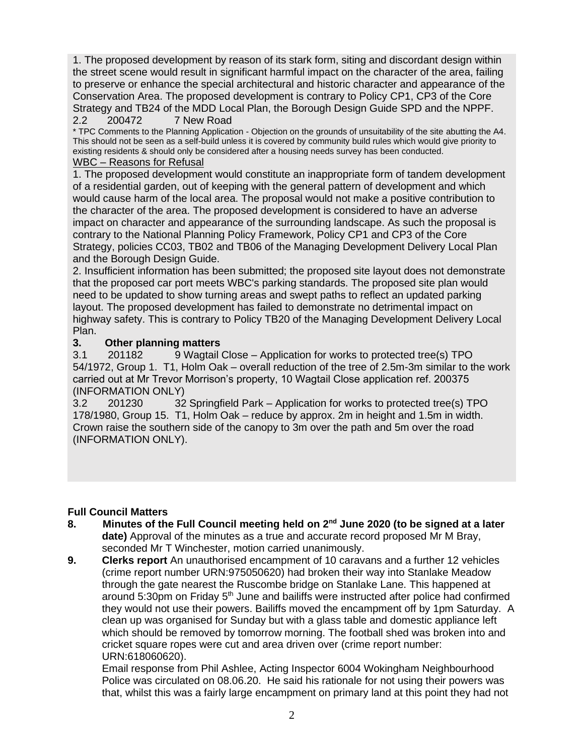1. The proposed development by reason of its stark form, siting and discordant design within the street scene would result in significant harmful impact on the character of the area, failing to preserve or enhance the special architectural and historic character and appearance of the Conservation Area. The proposed development is contrary to Policy CP1, CP3 of the Core Strategy and TB24 of the MDD Local Plan, the Borough Design Guide SPD and the NPPF.

2.2 200472 7 New Road

* TPC Comments to the Planning Application - Objection on the grounds of unsuitability of the site abutting the A4. This should not be seen as a self-build unless it is covered by community build rules which would give priority to existing residents & should only be considered after a housing needs survey has been conducted.

WBC – Reasons for Refusal

1. The proposed development would constitute an inappropriate form of tandem development of a residential garden, out of keeping with the general pattern of development and which would cause harm of the local area. The proposal would not make a positive contribution to the character of the area. The proposed development is considered to have an adverse impact on character and appearance of the surrounding landscape. As such the proposal is contrary to the National Planning Policy Framework, Policy CP1 and CP3 of the Core Strategy, policies CC03, TB02 and TB06 of the Managing Development Delivery Local Plan and the Borough Design Guide.

2. Insufficient information has been submitted; the proposed site layout does not demonstrate that the proposed car port meets WBC's parking standards. The proposed site plan would need to be updated to show turning areas and swept paths to reflect an updated parking layout. The proposed development has failed to demonstrate no detrimental impact on highway safety. This is contrary to Policy TB20 of the Managing Development Delivery Local Plan.

**3. Other planning matters**

3.1 201182 9 Wagtail Close – Application for works to protected tree(s) TPO 54/1972, Group 1. T1, Holm Oak – overall reduction of the tree of 2.5m-3m similar to the work carried out at Mr Trevor Morrison's property, 10 Wagtail Close application ref. 200375 (INFORMATION ONLY)

3.2 201230 32 Springfield Park – Application for works to protected tree(s) TPO 178/1980, Group 15. T1, Holm Oak – reduce by approx. 2m in height and 1.5m in width. Crown raise the southern side of the canopy to 3m over the path and 5m over the road (INFORMATION ONLY).

**Full Council Matters**

**8. Minutes of the Full Council meeting held on 2nd June 2020 (to be signed at a later date)** Approval of the minutes as a true and accurate record proposed Mr M Bray, seconded Mr T Winchester, motion carried unanimously.

**9. Clerks report** An unauthorised encampment of 10 caravans and a further 12 vehicles (crime report number URN:975050620) had broken their way into Stanlake Meadow through the gate nearest the Ruscombe bridge on Stanlake Lane. This happened at around 5:30pm on Friday 5th June and bailiffs were instructed after police had confirmed they would not use their powers. Bailiffs moved the encampment off by 1pm Saturday. A clean up was organised for Sunday but with a glass table and domestic appliance left which should be removed by tomorrow morning. The football shed was broken into and cricket square ropes were cut and area driven over (crime report number: URN:618060620).

Email response from Phil Ashlee, Acting Inspector 6004 Wokingham Neighbourhood Police was circulated on 08.06.20. He said his rationale for not using their powers was that, whilst this was a fairly large encampment on primary land at this point they had not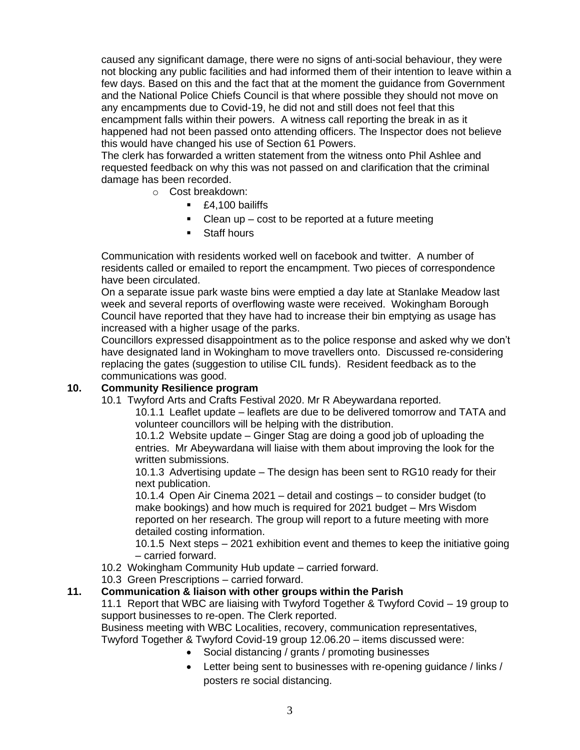caused any significant damage, there were no signs of anti-social behaviour, they were not blocking any public facilities and had informed them of their intention to leave within a few days. Based on this and the fact that at the moment the guidance from Government and the National Police Chiefs Council is that where possible they should not move on any encampments due to Covid-19, he did not and still does not feel that this encampment falls within their powers. A witness call reporting the break in as it happened had not been passed onto attending officers. The Inspector does not believe this would have changed his use of Section 61 Powers.
The clerk has forwarded a written statement from the witness onto Phil Ashlee and requested feedback on why this was not passed on and clarification that the criminal damage has been recorded.

- Cost breakdown:
  - £4,100 bailiffs
  - Clean up – cost to be reported at a future meeting
  - Staff hours

Communication with residents worked well on facebook and twitter. A number of residents called or emailed to report the encampment. Two pieces of correspondence have been circulated.
On a separate issue park waste bins were emptied a day late at Stanlake Meadow last week and several reports of overflowing waste were received. Wokingham Borough Council have reported that they have had to increase their bin emptying as usage has increased with a higher usage of the parks.
Councillors expressed disappointment as to the police response and asked why we don't have designated land in Wokingham to move travellers onto. Discussed re-considering replacing the gates (suggestion to utilise CIL funds). Resident feedback as to the communications was good.

**10. Community Resilience program**

10.1 Twyford Arts and Crafts Festival 2020. Mr R Abeywardana reported.

10.1.1 Leaflet update – leaflets are due to be delivered tomorrow and TATA and volunteer councillors will be helping with the distribution.

10.1.2 Website update – Ginger Stag are doing a good job of uploading the entries. Mr Abeywardana will liaise with them about improving the look for the written submissions.

10.1.3 Advertising update – The design has been sent to RG10 ready for their next publication.

10.1.4 Open Air Cinema 2021 – detail and costings – to consider budget (to make bookings) and how much is required for 2021 budget – Mrs Wisdom reported on her research. The group will report to a future meeting with more detailed costing information.

10.1.5 Next steps – 2021 exhibition event and themes to keep the initiative going – carried forward.

10.2 Wokingham Community Hub update – carried forward.

10.3 Green Prescriptions – carried forward.

**11. Communication & liaison with other groups within the Parish**

11.1 Report that WBC are liaising with Twyford Together & Twyford Covid – 19 group to support businesses to re-open. The Clerk reported.
Business meeting with WBC Localities, recovery, communication representatives, Twyford Together & Twyford Covid-19 group 12.06.20 – items discussed were:

- Social distancing / grants / promoting businesses
- Letter being sent to businesses with re-opening guidance / links / posters re social distancing.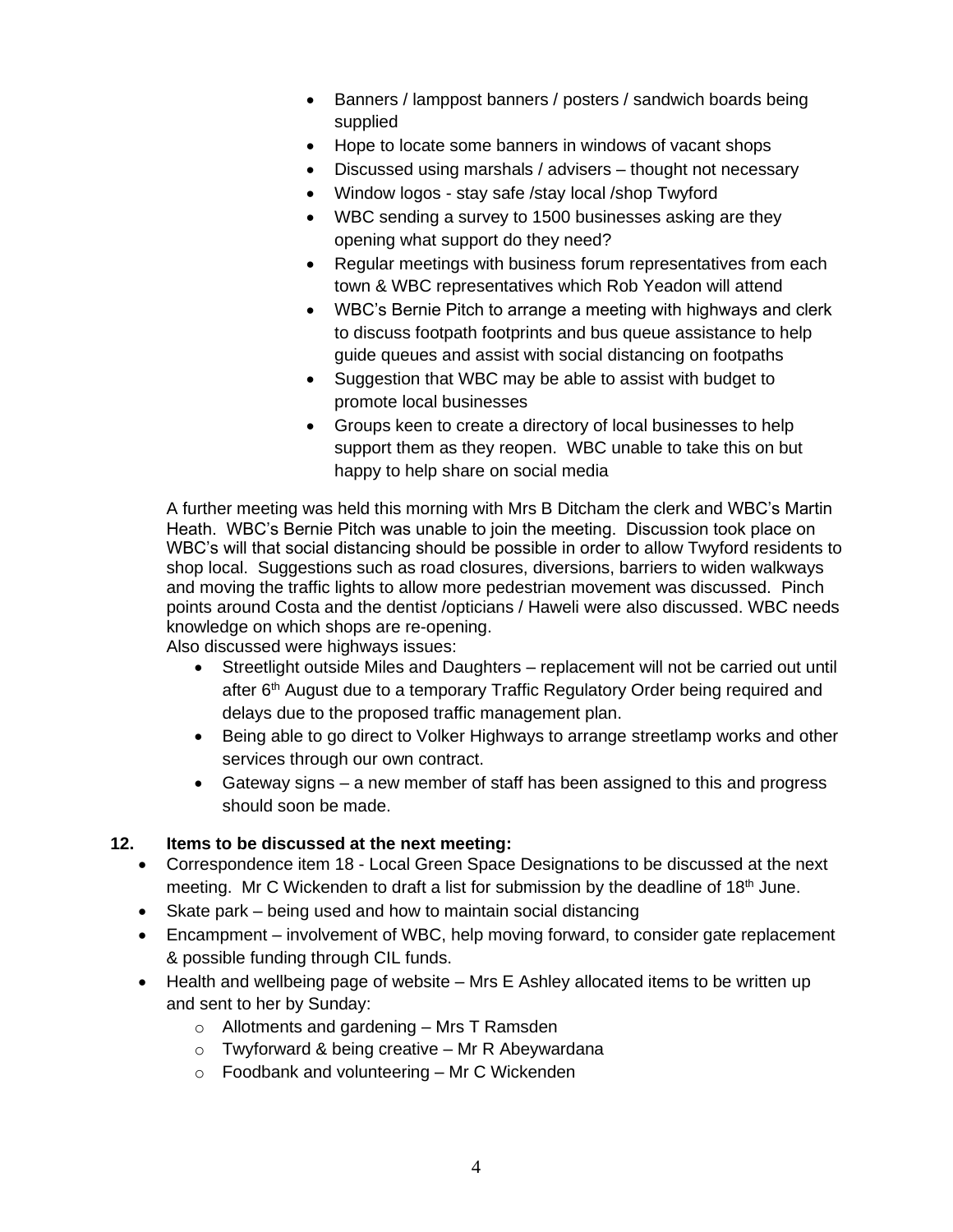- Banners / lamppost banners / posters / sandwich boards being supplied
- Hope to locate some banners in windows of vacant shops
- Discussed using marshals / advisers – thought not necessary
- Window logos - stay safe /stay local /shop Twyford
- WBC sending a survey to 1500 businesses asking are they opening what support do they need?
- Regular meetings with business forum representatives from each town & WBC representatives which Rob Yeadon will attend
- WBC's Bernie Pitch to arrange a meeting with highways and clerk to discuss footpath footprints and bus queue assistance to help guide queues and assist with social distancing on footpaths
- Suggestion that WBC may be able to assist with budget to promote local businesses
- Groups keen to create a directory of local businesses to help support them as they reopen. WBC unable to take this on but happy to help share on social media

A further meeting was held this morning with Mrs B Ditcham the clerk and WBC's Martin Heath. WBC's Bernie Pitch was unable to join the meeting. Discussion took place on WBC's will that social distancing should be possible in order to allow Twyford residents to shop local. Suggestions such as road closures, diversions, barriers to widen walkways and moving the traffic lights to allow more pedestrian movement was discussed. Pinch points around Costa and the dentist /opticians / Haweli were also discussed. WBC needs knowledge on which shops are re-opening.

Also discussed were highways issues:

- Streetlight outside Miles and Daughters – replacement will not be carried out until after 6th August due to a temporary Traffic Regulatory Order being required and delays due to the proposed traffic management plan.
- Being able to go direct to Volker Highways to arrange streetlamp works and other services through our own contract.
- Gateway signs – a new member of staff has been assigned to this and progress should soon be made.

**12. Items to be discussed at the next meeting:**

- Correspondence item 18 - Local Green Space Designations to be discussed at the next meeting. Mr C Wickenden to draft a list for submission by the deadline of 18th June.
- Skate park – being used and how to maintain social distancing
- Encampment – involvement of WBC, help moving forward, to consider gate replacement & possible funding through CIL funds.
- Health and wellbeing page of website – Mrs E Ashley allocated items to be written up and sent to her by Sunday:
  - Allotments and gardening – Mrs T Ramsden
  - Twyforward & being creative – Mr R Abeywardana
  - Foodbank and volunteering – Mr C Wickenden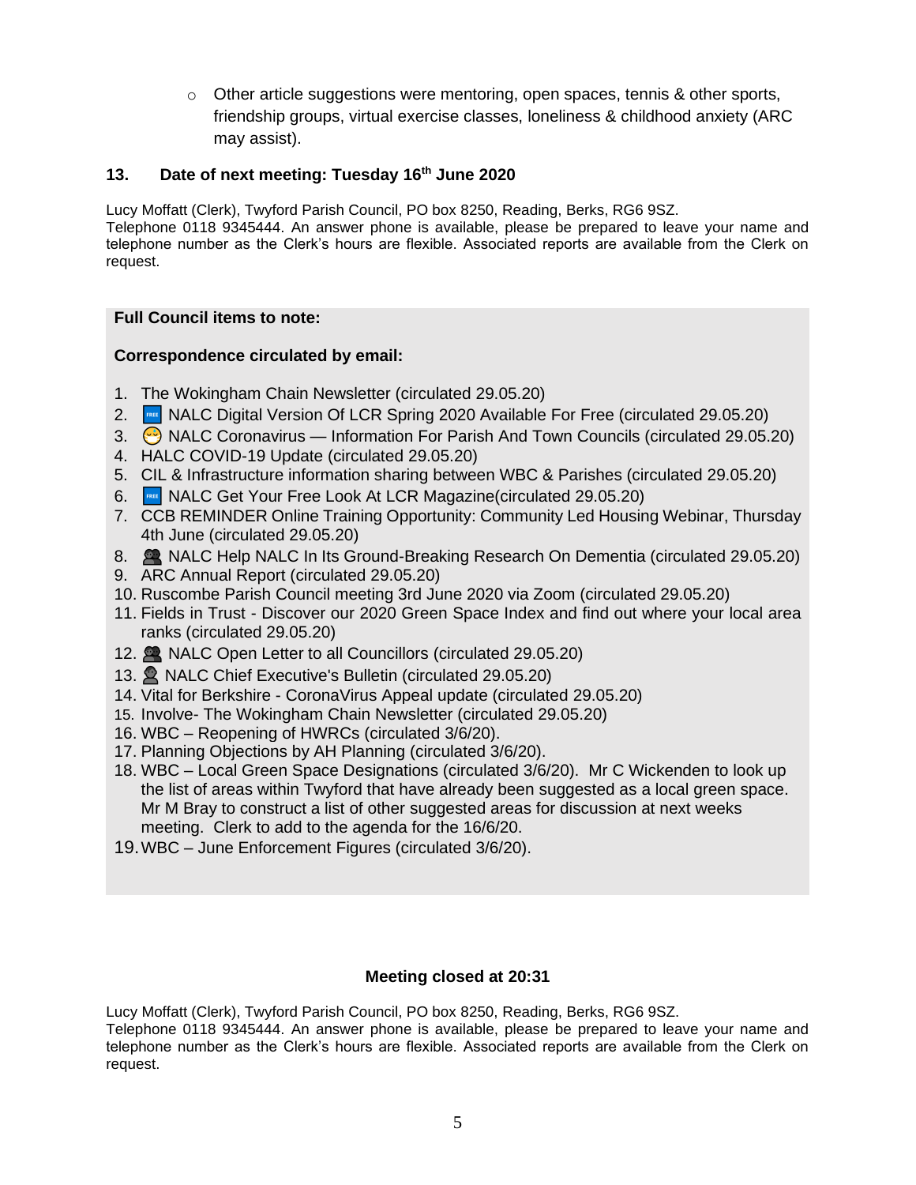- Other article suggestions were mentoring, open spaces, tennis & other sports, friendship groups, virtual exercise classes, loneliness & childhood anxiety (ARC may assist).

**13. Date of next meeting: Tuesday 16th June 2020**

Lucy Moffatt (Clerk), Twyford Parish Council, PO box 8250, Reading, Berks, RG6 9SZ.
Telephone 0118 9345444. An answer phone is available, please be prepared to leave your name and telephone number as the Clerk's hours are flexible. Associated reports are available from the Clerk on request.

**Full Council items to note:**

**Correspondence circulated by email:**

1. The Wokingham Chain Newsletter (circulated 29.05.20)
2. 🆓 NALC Digital Version Of LCR Spring 2020 Available For Free (circulated 29.05.20)
3. 😷 NALC Coronavirus — Information For Parish And Town Councils (circulated 29.05.20)
4. HALC COVID-19 Update (circulated 29.05.20)
5. CIL & Infrastructure information sharing between WBC & Parishes (circulated 29.05.20)
6. 🆓 NALC Get Your Free Look At LCR Magazine(circulated 29.05.20)
7. CCB REMINDER Online Training Opportunity: Community Led Housing Webinar, Thursday 4th June (circulated 29.05.20)
8. 👥 NALC Help NALC In Its Ground-Breaking Research On Dementia (circulated 29.05.20)
9. ARC Annual Report (circulated 29.05.20)
10. Ruscombe Parish Council meeting 3rd June 2020 via Zoom (circulated 29.05.20)
11. Fields in Trust - Discover our 2020 Green Space Index and find out where your local area ranks (circulated 29.05.20)
12. 👥 NALC Open Letter to all Councillors (circulated 29.05.20)
13. 👤 NALC Chief Executive's Bulletin (circulated 29.05.20)
14. Vital for Berkshire - CoronaVirus Appeal update (circulated 29.05.20)
15. Involve- The Wokingham Chain Newsletter (circulated 29.05.20)
16. WBC – Reopening of HWRCs (circulated 3/6/20).
17. Planning Objections by AH Planning (circulated 3/6/20).
18. WBC – Local Green Space Designations (circulated 3/6/20). Mr C Wickenden to look up the list of areas within Twyford that have already been suggested as a local green space. Mr M Bray to construct a list of other suggested areas for discussion at next weeks meeting. Clerk to add to the agenda for the 16/6/20.
19. WBC – June Enforcement Figures (circulated 3/6/20).

**Meeting closed at 20:31**

Lucy Moffatt (Clerk), Twyford Parish Council, PO box 8250, Reading, Berks, RG6 9SZ.
Telephone 0118 9345444. An answer phone is available, please be prepared to leave your name and telephone number as the Clerk's hours are flexible. Associated reports are available from the Clerk on request.